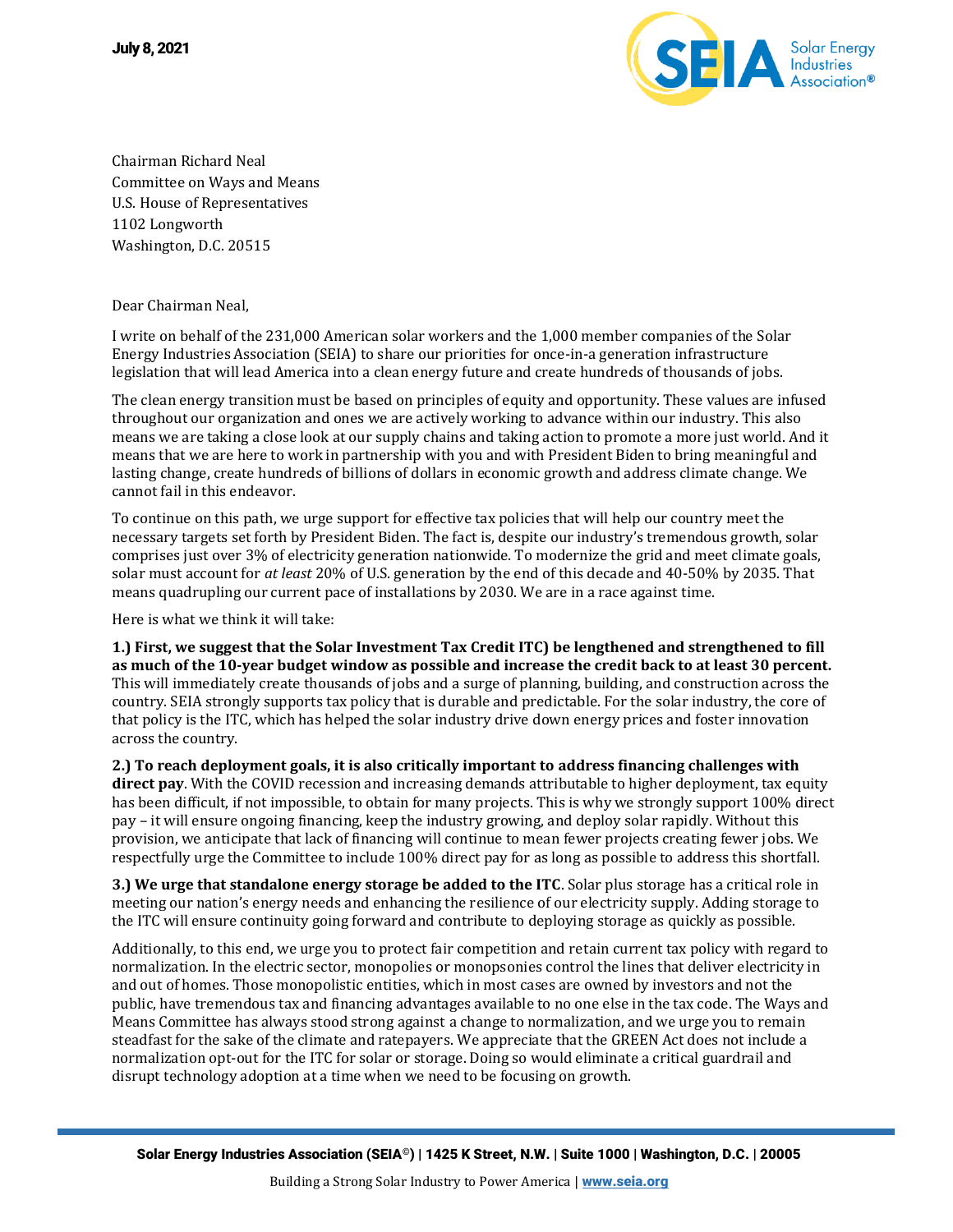**July 8, 2021**

Chairman Richard Neal
Committee on Ways and Means
U.S. House of Representatives
1102 Longworth
Washington, D.C. 20515

Dear Chairman Neal,

I write on behalf of the 231,000 American solar workers and the 1,000 member companies of the Solar Energy Industries Association (SEIA) to share our priorities for once-in-a generation infrastructure legislation that will lead America into a clean energy future and create hundreds of thousands of jobs.

The clean energy transition must be based on principles of equity and opportunity. These values are infused throughout our organization and ones we are actively working to advance within our industry. This also means we are taking a close look at our supply chains and taking action to promote a more just world. And it means that we are here to work in partnership with you and with President Biden to bring meaningful and lasting change, create hundreds of billions of dollars in economic growth and address climate change. We cannot fail in this endeavor.

To continue on this path, we urge support for effective tax policies that will help our country meet the necessary targets set forth by President Biden. The fact is, despite our industry's tremendous growth, solar comprises just over 3% of electricity generation nationwide. To modernize the grid and meet climate goals, solar must account for *at least* 20% of U.S. generation by the end of this decade and 40-50% by 2035. That means quadrupling our current pace of installations by 2030. We are in a race against time.

Here is what we think it will take:

**1.) First, we suggest that the Solar Investment Tax Credit ITC) be lengthened and strengthened to fill as much of the 10-year budget window as possible and increase the credit back to at least 30 percent.** This will immediately create thousands of jobs and a surge of planning, building, and construction across the country. SEIA strongly supports tax policy that is durable and predictable. For the solar industry, the core of that policy is the ITC, which has helped the solar industry drive down energy prices and foster innovation across the country.

**2.) To reach deployment goals, it is also critically important to address financing challenges with direct pay**. With the COVID recession and increasing demands attributable to higher deployment, tax equity has been difficult, if not impossible, to obtain for many projects. This is why we strongly support 100% direct pay – it will ensure ongoing financing, keep the industry growing, and deploy solar rapidly. Without this provision, we anticipate that lack of financing will continue to mean fewer projects creating fewer jobs. We respectfully urge the Committee to include 100% direct pay for as long as possible to address this shortfall.

**3.) We urge that standalone energy storage be added to the ITC**. Solar plus storage has a critical role in meeting our nation's energy needs and enhancing the resilience of our electricity supply. Adding storage to the ITC will ensure continuity going forward and contribute to deploying storage as quickly as possible.

Additionally, to this end, we urge you to protect fair competition and retain current tax policy with regard to normalization. In the electric sector, monopolies or monopsonies control the lines that deliver electricity in and out of homes. Those monopolistic entities, which in most cases are owned by investors and not the public, have tremendous tax and financing advantages available to no one else in the tax code. The Ways and Means Committee has always stood strong against a change to normalization, and we urge you to remain steadfast for the sake of the climate and ratepayers. We appreciate that the GREEN Act does not include a normalization opt-out for the ITC for solar or storage. Doing so would eliminate a critical guardrail and disrupt technology adoption at a time when we need to be focusing on growth.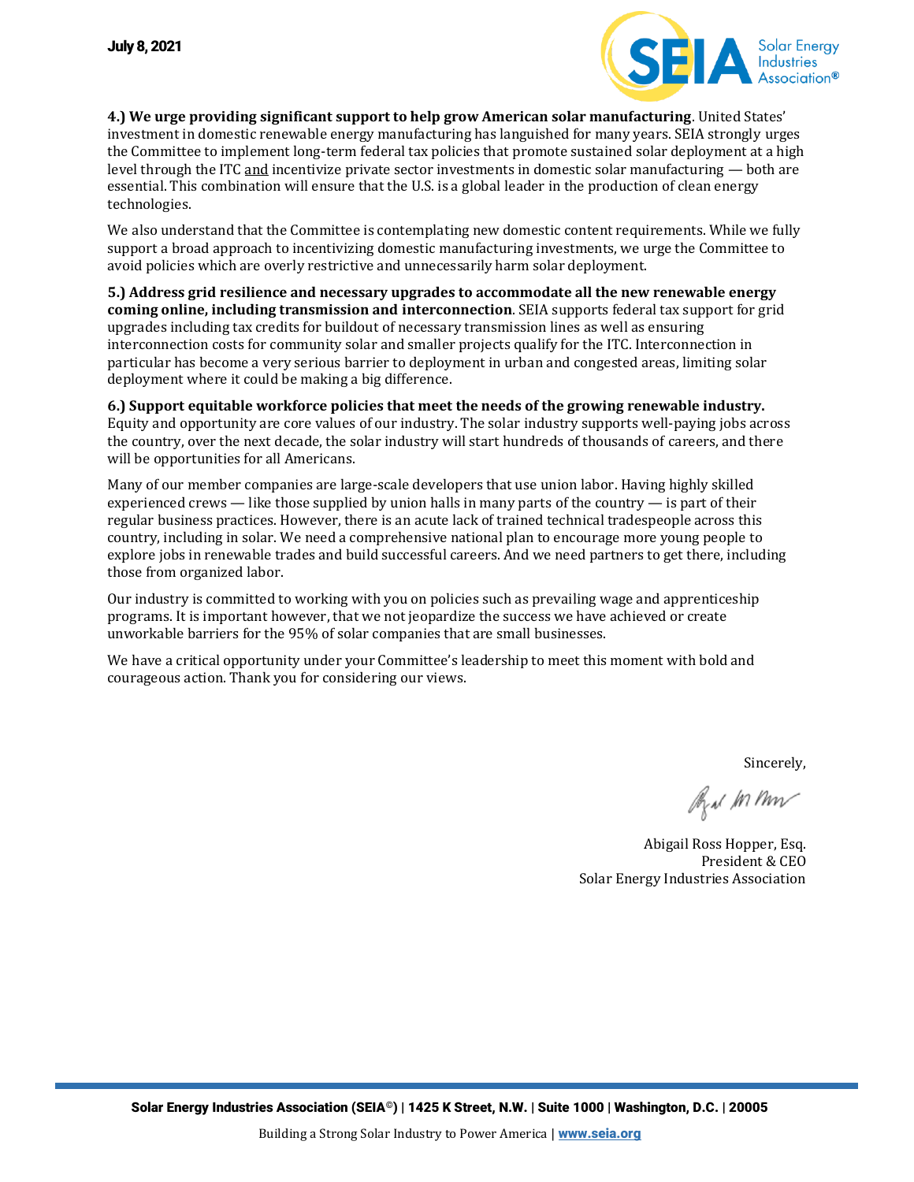**4.) We urge providing significant support to help grow American solar manufacturing**. United States' investment in domestic renewable energy manufacturing has languished for many years. SEIA strongly urges the Committee to implement long-term federal tax policies that promote sustained solar deployment at a high level through the ITC and incentivize private sector investments in domestic solar manufacturing — both are essential. This combination will ensure that the U.S. is a global leader in the production of clean energy technologies.

We also understand that the Committee is contemplating new domestic content requirements. While we fully support a broad approach to incentivizing domestic manufacturing investments, we urge the Committee to avoid policies which are overly restrictive and unnecessarily harm solar deployment.

**5.) Address grid resilience and necessary upgrades to accommodate all the new renewable energy coming online, including transmission and interconnection**. SEIA supports federal tax support for grid upgrades including tax credits for buildout of necessary transmission lines as well as ensuring interconnection costs for community solar and smaller projects qualify for the ITC. Interconnection in particular has become a very serious barrier to deployment in urban and congested areas, limiting solar deployment where it could be making a big difference.

**6.) Support equitable workforce policies that meet the needs of the growing renewable industry.** Equity and opportunity are core values of our industry. The solar industry supports well-paying jobs across the country, over the next decade, the solar industry will start hundreds of thousands of careers, and there will be opportunities for all Americans.

Many of our member companies are large-scale developers that use union labor. Having highly skilled experienced crews — like those supplied by union halls in many parts of the country — is part of their regular business practices. However, there is an acute lack of trained technical tradespeople across this country, including in solar. We need a comprehensive national plan to encourage more young people to explore jobs in renewable trades and build successful careers. And we need partners to get there, including those from organized labor.

Our industry is committed to working with you on policies such as prevailing wage and apprenticeship programs. It is important however, that we not jeopardize the success we have achieved or create unworkable barriers for the 95% of solar companies that are small businesses.

We have a critical opportunity under your Committee's leadership to meet this moment with bold and courageous action. Thank you for considering our views.

Sincerely,

Abigail Ross Hopper, Esq.
President & CEO
Solar Energy Industries Association